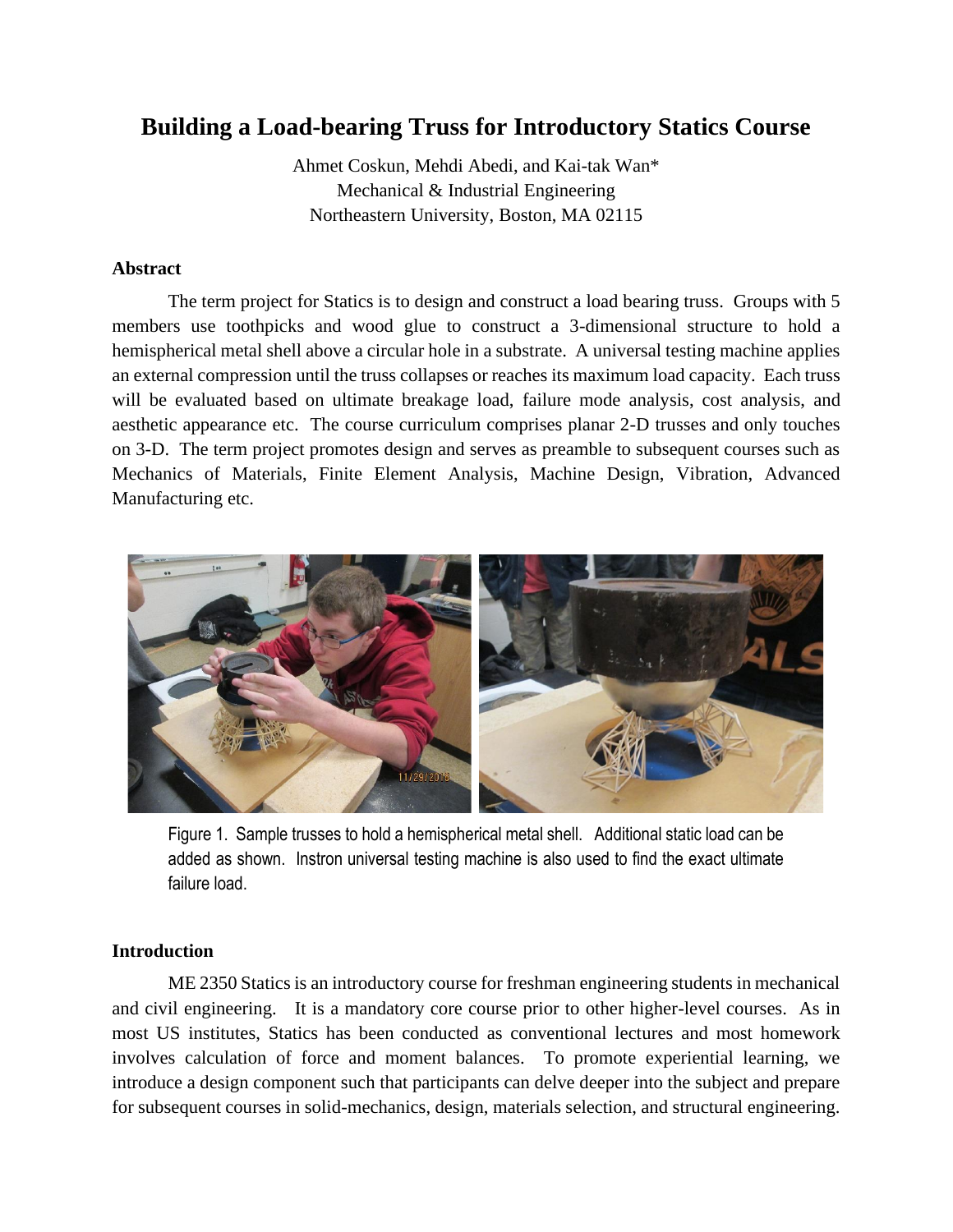# Building a Load-bearing Truss for Introductory Statics Course

Ahmet Coskun, Mehdi Abedi, and Kai-tak Wan*
Mechanical & Industrial Engineering
Northeastern University, Boston, MA 02115

## Abstract

The term project for Statics is to design and construct a load bearing truss. Groups with 5 members use toothpicks and wood glue to construct a 3-dimensional structure to hold a hemispherical metal shell above a circular hole in a substrate. A universal testing machine applies an external compression until the truss collapses or reaches its maximum load capacity. Each truss will be evaluated based on ultimate breakage load, failure mode analysis, cost analysis, and aesthetic appearance etc. The course curriculum comprises planar 2-D trusses and only touches on 3-D. The term project promotes design and serves as preamble to subsequent courses such as Mechanics of Materials, Finite Element Analysis, Machine Design, Vibration, Advanced Manufacturing etc.

Figure 1. Sample trusses to hold a hemispherical metal shell. Additional static load can be added as shown. Instron universal testing machine is also used to find the exact ultimate failure load.

## Introduction

ME 2350 Statics is an introductory course for freshman engineering students in mechanical and civil engineering. It is a mandatory core course prior to other higher-level courses. As in most US institutes, Statics has been conducted as conventional lectures and most homework involves calculation of force and moment balances. To promote experiential learning, we introduce a design component such that participants can delve deeper into the subject and prepare for subsequent courses in solid-mechanics, design, materials selection, and structural engineering.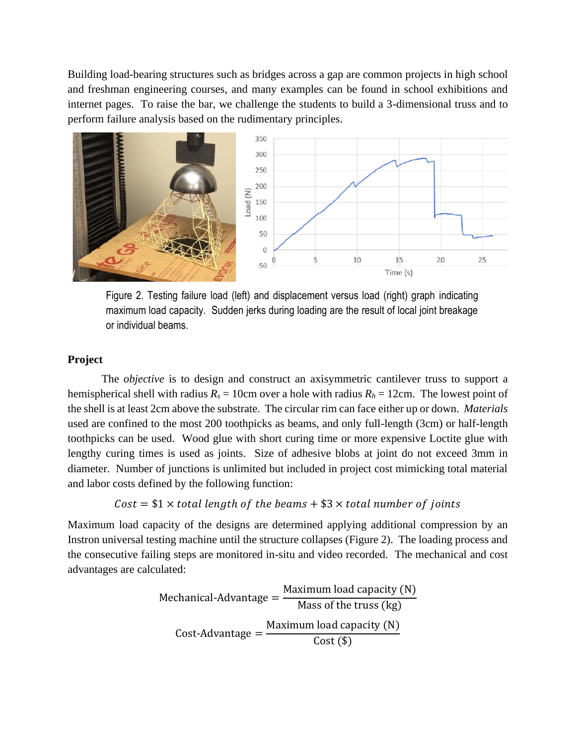Building load-bearing structures such as bridges across a gap are common projects in high school and freshman engineering courses, and many examples can be found in school exhibitions and internet pages. To raise the bar, we challenge the students to build a 3-dimensional truss and to perform failure analysis based on the rudimentary principles.

Figure 2. Testing failure load (left) and displacement versus load (right) graph indicating maximum load capacity. Sudden jerks during loading are the result of local joint breakage or individual beams.

**Project**

The *objective* is to design and construct an axisymmetric cantilever truss to support a hemispherical shell with radius $R_s$ = 10cm over a hole with radius $R_h$ = 12cm. The lowest point of the shell is at least 2cm above the substrate. The circular rim can face either up or down. *Materials* used are confined to the most 200 toothpicks as beams, and only full-length (3cm) or half-length toothpicks can be used. Wood glue with short curing time or more expensive Loctite glue with lengthy curing times is used as joints. Size of adhesive blobs at joint do not exceed 3mm in diameter. Number of junctions is unlimited but included in project cost mimicking total material and labor costs defined by the following function:

$$Cost = \$1 \times total\ length\ of\ the\ beams + \$3 \times total\ number\ of\ joints$$

Maximum load capacity of the designs are determined applying additional compression by an Instron universal testing machine until the structure collapses (Figure 2). The loading process and the consecutive failing steps are monitored in-situ and video recorded. The mechanical and cost advantages are calculated:

$$\text{Mechanical-Advantage} = \frac{\text{Maximum load capacity (N)}}{\text{Mass of the truss (kg)}}$$

$$\text{Cost-Advantage} = \frac{\text{Maximum load capacity (N)}}{\text{Cost (\$)}}$$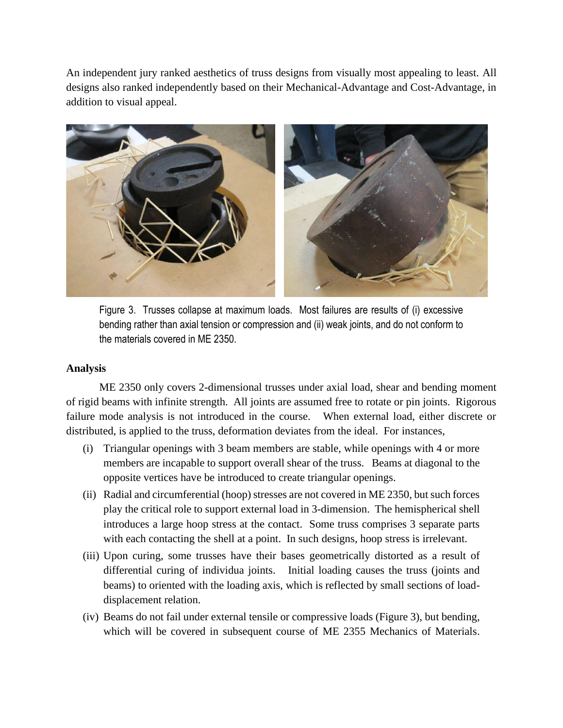An independent jury ranked aesthetics of truss designs from visually most appealing to least. All designs also ranked independently based on their Mechanical-Advantage and Cost-Advantage, in addition to visual appeal.

Figure 3. Trusses collapse at maximum loads. Most failures are results of (i) excessive bending rather than axial tension or compression and (ii) weak joints, and do not conform to the materials covered in ME 2350.

**Analysis**

ME 2350 only covers 2-dimensional trusses under axial load, shear and bending moment of rigid beams with infinite strength. All joints are assumed free to rotate or pin joints. Rigorous failure mode analysis is not introduced in the course. When external load, either discrete or distributed, is applied to the truss, deformation deviates from the ideal. For instances,

(i) Triangular openings with 3 beam members are stable, while openings with 4 or more members are incapable to support overall shear of the truss. Beams at diagonal to the opposite vertices have be introduced to create triangular openings.

(ii) Radial and circumferential (hoop) stresses are not covered in ME 2350, but such forces play the critical role to support external load in 3-dimension. The hemispherical shell introduces a large hoop stress at the contact. Some truss comprises 3 separate parts with each contacting the shell at a point. In such designs, hoop stress is irrelevant.

(iii) Upon curing, some trusses have their bases geometrically distorted as a result of differential curing of individua joints. Initial loading causes the truss (joints and beams) to oriented with the loading axis, which is reflected by small sections of load-displacement relation.

(iv) Beams do not fail under external tensile or compressive loads (Figure 3), but bending, which will be covered in subsequent course of ME 2355 Mechanics of Materials.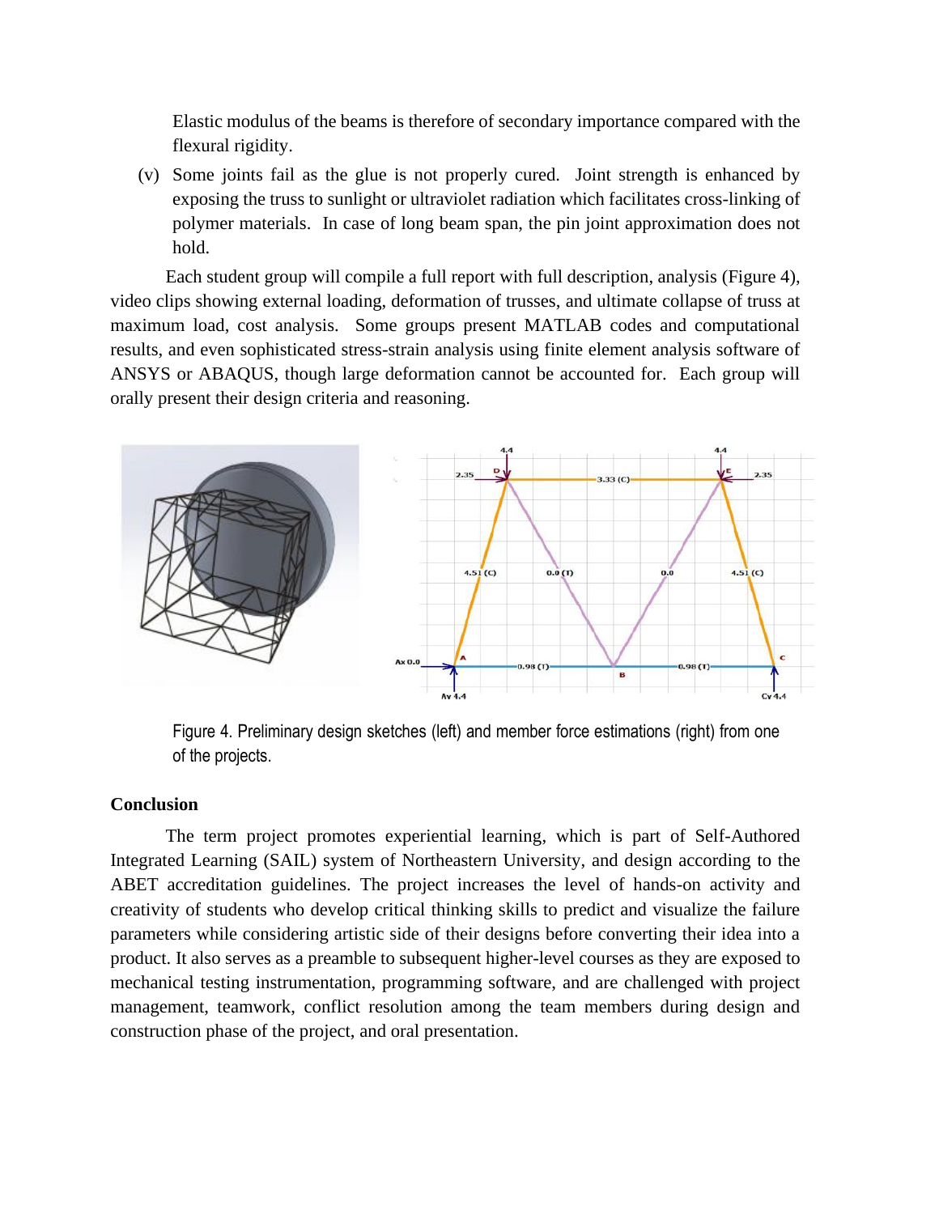Elastic modulus of the beams is therefore of secondary importance compared with the flexural rigidity.

(v) Some joints fail as the glue is not properly cured. Joint strength is enhanced by exposing the truss to sunlight or ultraviolet radiation which facilitates cross-linking of polymer materials. In case of long beam span, the pin joint approximation does not hold.

Each student group will compile a full report with full description, analysis (Figure 4), video clips showing external loading, deformation of trusses, and ultimate collapse of truss at maximum load, cost analysis. Some groups present MATLAB codes and computational results, and even sophisticated stress-strain analysis using finite element analysis software of ANSYS or ABAQUS, though large deformation cannot be accounted for. Each group will orally present their design criteria and reasoning.

4.4
4.4
2.35
D
3.33 (C)
E
2.35
4.51 (C)
0.0 (T)
0.0
4.51 (C)
Ax 0.0
A
0.98 (T)
B
0.98 (T)
C
Ay 4.4
Cy 4.4

Figure 4. Preliminary design sketches (left) and member force estimations (right) from one of the projects.

## Conclusion

The term project promotes experiential learning, which is part of Self-Authored Integrated Learning (SAIL) system of Northeastern University, and design according to the ABET accreditation guidelines. The project increases the level of hands-on activity and creativity of students who develop critical thinking skills to predict and visualize the failure parameters while considering artistic side of their designs before converting their idea into a product. It also serves as a preamble to subsequent higher-level courses as they are exposed to mechanical testing instrumentation, programming software, and are challenged with project management, teamwork, conflict resolution among the team members during design and construction phase of the project, and oral presentation.